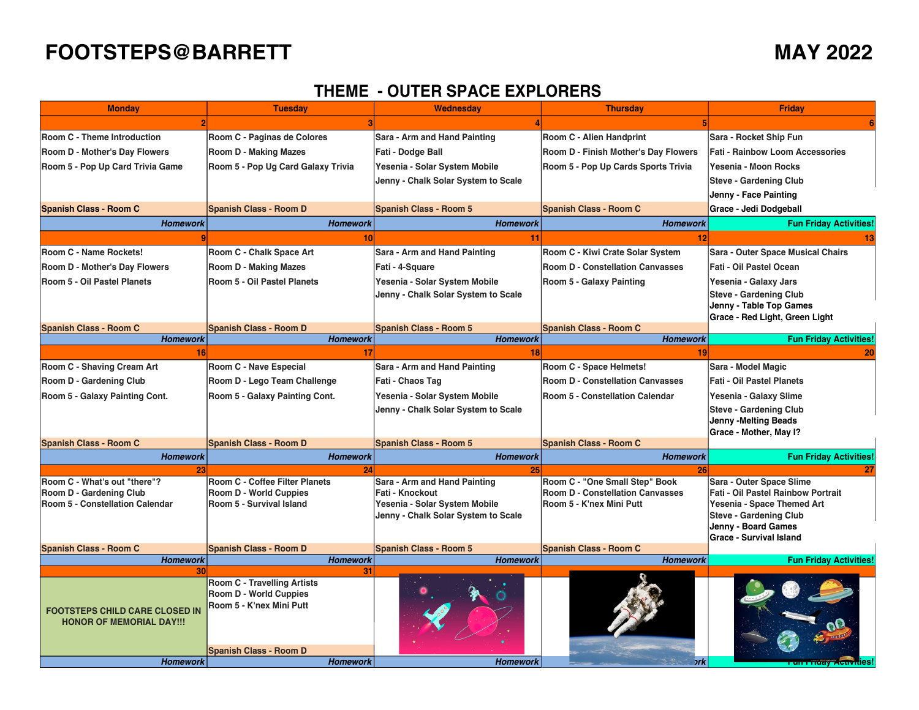# FOOTSTEPS@BARRETT

# MAY 2022

## THEME - OUTER SPACE EXPLORERS

| Monday | Tuesday | Wednesday | Thursday | Friday |
|---|---|---|---|---|
| 2 | 3 | 4 | 5 | 6 |
| Room C - Theme Introduction<br>Room D - Mother's Day Flowers<br>Room 5 - Pop Up Card Trivia Game | Room C - Paginas de Colores<br>Room D - Making Mazes<br>Room 5 - Pop Ug Card Galaxy Trivia | Sara - Arm and Hand Painting<br>Fati - Dodge Ball<br>Yesenia - Solar System Mobile<br>Jenny - Chalk Solar System to Scale | Room C - Alien Handprint<br>Room D - Finish Mother's Day Flowers<br>Room 5 - Pop Up Cards Sports Trivia | Sara - Rocket Ship Fun<br>Fati - Rainbow Loom Accessories<br>Yesenia - Moon Rocks<br>Steve - Gardening Club<br>Jenny - Face Painting<br>Grace - Jedi Dodgeball |
| Spanish Class - Room C | Spanish Class - Room D | Spanish Class - Room 5 | Spanish Class - Room C | |
| *Homework* | *Homework* | *Homework* | *Homework* | Fun Friday Activities! |
| 9 | 10 | 11 | 12 | 13 |
| Room C - Name Rockets!<br>Room D - Mother's Day Flowers<br>Room 5 - Oil Pastel Planets | Room C - Chalk Space Art<br>Room D - Making Mazes<br>Room 5 - Oil Pastel Planets | Sara - Arm and Hand Painting<br>Fati - 4-Square<br>Yesenia - Solar System Mobile<br>Jenny - Chalk Solar System to Scale | Room C - Kiwi Crate Solar System<br>Room D - Constellation Canvasses<br>Room 5 - Galaxy Painting | Sara - Outer Space Musical Chairs<br>Fati - Oil Pastel Ocean<br>Yesenia - Galaxy Jars<br>Steve - Gardening Club<br>Jenny - Table Top Games<br>Grace - Red Light, Green Light |
| Spanish Class - Room C | Spanish Class - Room D | Spanish Class - Room 5 | Spanish Class - Room C | |
| *Homework* | *Homework* | *Homework* | *Homework* | Fun Friday Activities! |
| 16 | 17 | 18 | 19 | 20 |
| Room C - Shaving Cream Art<br>Room D - Gardening Club<br>Room 5 - Galaxy Painting Cont. | Room C - Nave Especial<br>Room D - Lego Team Challenge<br>Room 5 - Galaxy Painting Cont. | Sara - Arm and Hand Painting<br>Fati - Chaos Tag<br>Yesenia - Solar System Mobile<br>Jenny - Chalk Solar System to Scale | Room C - Space Helmets!<br>Room D - Constellation Canvasses<br>Room 5 - Constellation Calendar | Sara - Model Magic<br>Fati - Oil Pastel Planets<br>Yesenia - Galaxy Slime<br>Steve - Gardening Club<br>Jenny -Melting Beads<br>Grace - Mother, May I? |
| Spanish Class - Room C | Spanish Class - Room D | Spanish Class - Room 5 | Spanish Class - Room C | |
| *Homework* | *Homework* | *Homework* | *Homework* | Fun Friday Activities! |
| 23 | 24 | 25 | 26 | 27 |
| Room C - What's out "there"?<br>Room D - Gardening Club<br>Room 5 - Constellation Calendar | Room C - Coffee Filter Planets<br>Room D - World Cuppies<br>Room 5 - Survival Island | Sara - Arm and Hand Painting<br>Fati - Knockout<br>Yesenia - Solar System Mobile<br>Jenny - Chalk Solar System to Scale | Room C - "One Small Step" Book<br>Room D - Constellation Canvasses<br>Room 5 - K'nex Mini Putt | Sara - Outer Space Slime<br>Fati - Oil Pastel Rainbow Portrait<br>Yesenia - Space Themed Art<br>Steve - Gardening Club<br>Jenny - Board Games<br>Grace - Survival Island |
| Spanish Class - Room C | Spanish Class - Room D | Spanish Class - Room 5 | Spanish Class - Room C | |
| *Homework* | *Homework* | *Homework* | *Homework* | Fun Friday Activities! |
| 30 | 31 | | | |
| FOOTSTEPS CHILD CARE CLOSED IN HONOR OF MEMORIAL DAY!!! | Room C - Travelling Artists<br>Room D - World Cuppies<br>Room 5 - K'nex Mini Putt | | | |
| | Spanish Class - Room D | | | |
| *Homework* | *Homework* | *Homework* | | |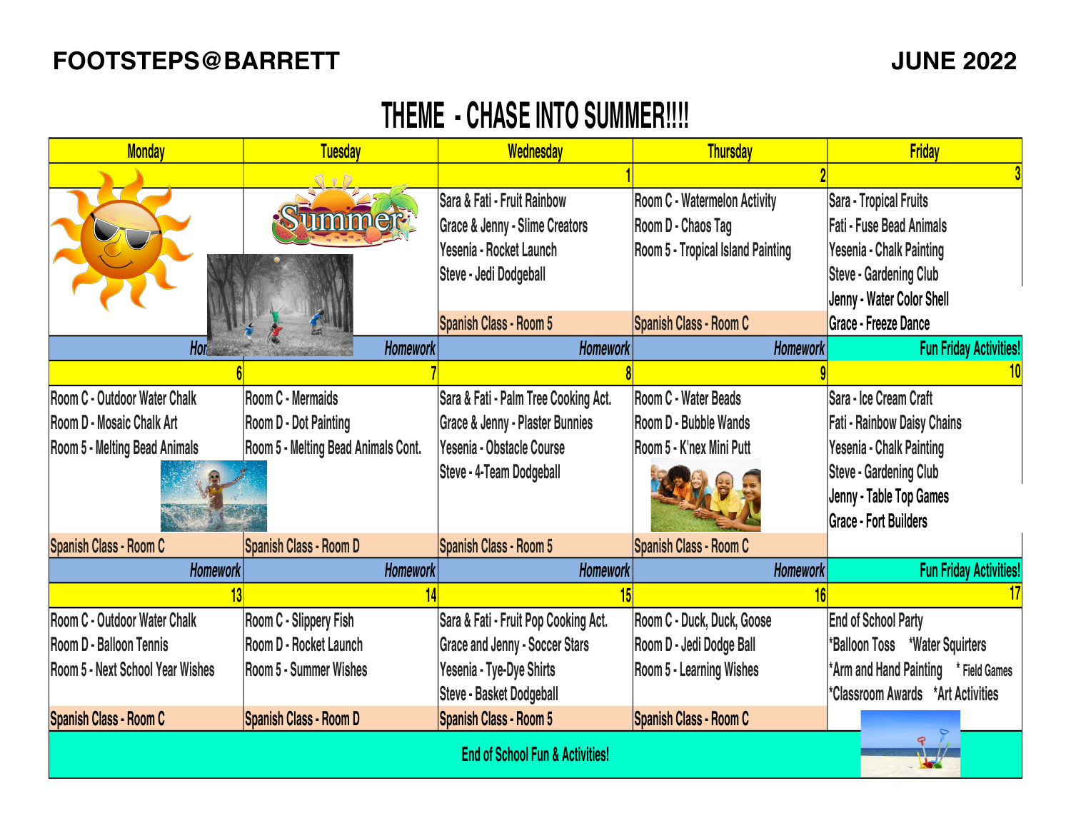**FOOTSTEPS@BARRETT** **JUNE 2022**

# THEME - CHASE INTO SUMMER!!!!

| Monday | Tuesday | Wednesday | Thursday | Friday |
|---|---|---|---|---|
| | | 1 | 2 | 3 |
| | | Sara & Fati - Fruit Rainbow<br>Grace & Jenny - Slime Creators<br>Yesenia - Rocket Launch<br>Steve - Jedi Dodgeball | Room C - Watermelon Activity<br>Room D - Chaos Tag<br>Room 5 - Tropical Island Painting | Sara - Tropical Fruits<br>Fati - Fuse Bead Animals<br>Yesenia - Chalk Painting<br>Steve - Gardening Club<br>Jenny - Water Color Shell<br>Grace - Freeze Dance |
| | | Spanish Class - Room 5 | Spanish Class - Room C | |
| Homework | Homework | Homework | Homework | Fun Friday Activities! |
| 6 | 7 | 8 | 9 | 10 |
| Room C - Outdoor Water Chalk<br>Room D - Mosaic Chalk Art<br>Room 5 - Melting Bead Animals | Room C - Mermaids<br>Room D - Dot Painting<br>Room 5 - Melting Bead Animals Cont. | Sara & Fati - Palm Tree Cooking Act.<br>Grace & Jenny - Plaster Bunnies<br>Yesenia - Obstacle Course<br>Steve - 4-Team Dodgeball | Room C - Water Beads<br>Room D - Bubble Wands<br>Room 5 - K'nex Mini Putt | Sara - Ice Cream Craft<br>Fati - Rainbow Daisy Chains<br>Yesenia - Chalk Painting<br>Steve - Gardening Club<br>Jenny - Table Top Games<br>Grace - Fort Builders |
| Spanish Class - Room C | Spanish Class - Room D | Spanish Class - Room 5 | Spanish Class - Room C | |
| Homework | Homework | Homework | Homework | Fun Friday Activities! |
| 13 | 14 | 15 | 16 | 17 |
| Room C - Outdoor Water Chalk<br>Room D - Balloon Tennis<br>Room 5 - Next School Year Wishes | Room C - Slippery Fish<br>Room D - Rocket Launch<br>Room 5 - Summer Wishes | Sara & Fati - Fruit Pop Cooking Act.<br>Grace and Jenny - Soccer Stars<br>Yesenia - Tye-Dye Shirts<br>Steve - Basket Dodgeball | Room C - Duck, Duck, Goose<br>Room D - Jedi Dodge Ball<br>Room 5 - Learning Wishes | End of School Party<br>*Balloon Toss *Water Squirters<br>*Arm and Hand Painting * Field Games<br>*Classroom Awards *Art Activities |
| Spanish Class - Room C | Spanish Class - Room D | Spanish Class - Room 5 | Spanish Class - Room C | |
| End of School Fun & Activities! | | | | |